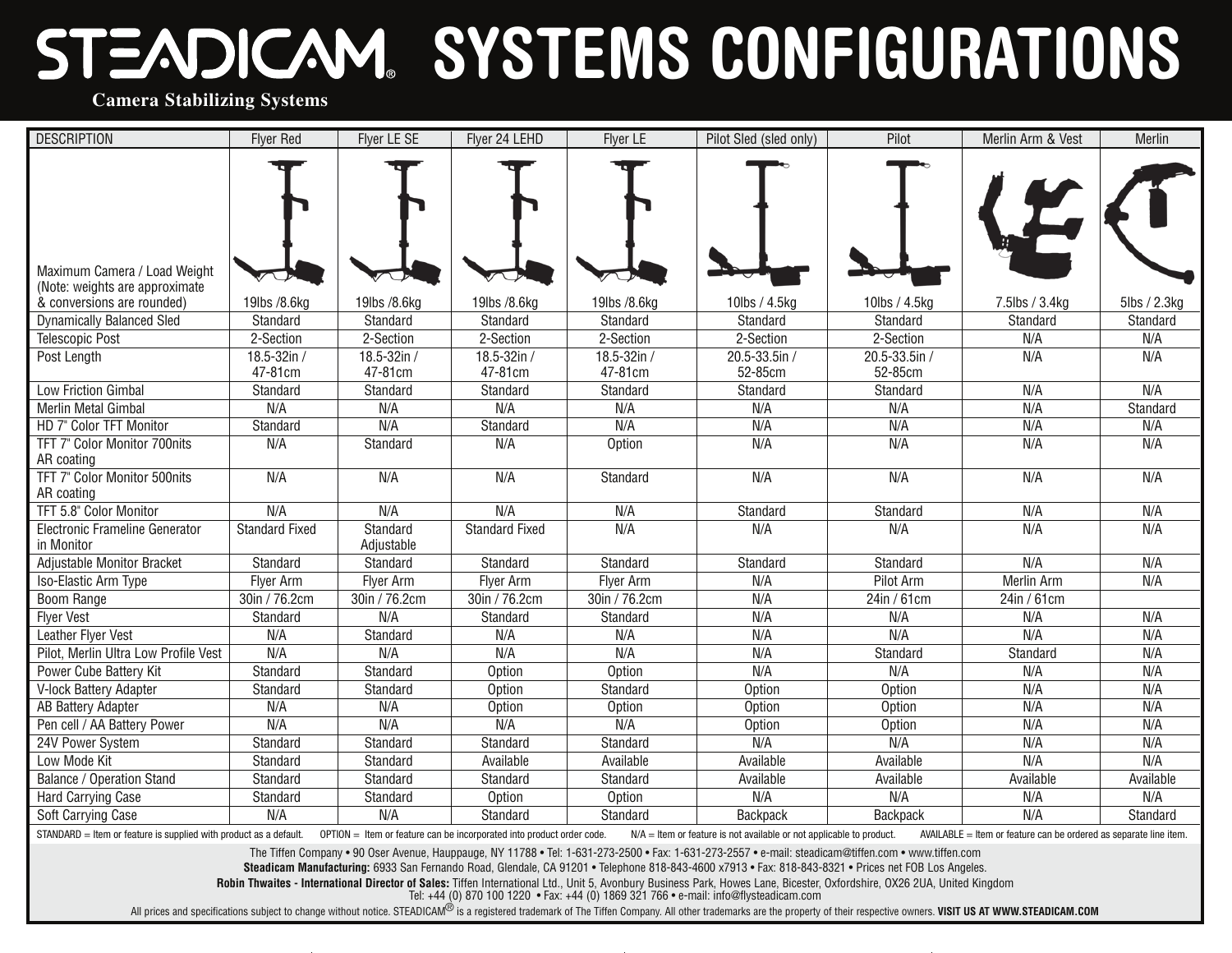# STEADICAM® SYSTEMS CONFIGURATIONS

**Camera Stabilizing Systems**

| DESCRIPTION | Flyer Red | Flyer LE SE | Flyer 24 LEHD | Flyer LE | Pilot Sled (sled only) | Pilot | Merlin Arm & Vest | Merlin |
|---|---|---|---|---|---|---|---|---|
| Maximum Camera / Load Weight (Note: weights are approximate & conversions are rounded) | 19lbs /8.6kg | 19lbs /8.6kg | 19lbs /8.6kg | 19lbs /8.6kg | 10lbs / 4.5kg | 10lbs / 4.5kg | 7.5lbs / 3.4kg | 5lbs / 2.3kg |
| Dynamically Balanced Sled | Standard | Standard | Standard | Standard | Standard | Standard | Standard | Standard |
| Telescopic Post | 2-Section | 2-Section | 2-Section | 2-Section | 2-Section | 2-Section | N/A | N/A |
| Post Length | 18.5-32in / 47-81cm | 18.5-32in / 47-81cm | 18.5-32in / 47-81cm | 18.5-32in / 47-81cm | 20.5-33.5in / 52-85cm | 20.5-33.5in / 52-85cm | N/A | N/A |
| Low Friction Gimbal | Standard | Standard | Standard | Standard | Standard | Standard | N/A | N/A |
| Merlin Metal Gimbal | N/A | N/A | N/A | N/A | N/A | N/A | N/A | Standard |
| HD 7" Color TFT Monitor | Standard | N/A | Standard | N/A | N/A | N/A | N/A | N/A |
| TFT 7" Color Monitor 700nits AR coating | N/A | Standard | N/A | Option | N/A | N/A | N/A | N/A |
| TFT 7" Color Monitor 500nits AR coating | N/A | N/A | N/A | Standard | N/A | N/A | N/A | N/A |
| TFT 5.8" Color Monitor | N/A | N/A | N/A | N/A | Standard | Standard | N/A | N/A |
| Electronic Frameline Generator in Monitor | Standard Fixed | Standard Adjustable | Standard Fixed | N/A | N/A | N/A | N/A | N/A |
| Adjustable Monitor Bracket | Standard | Standard | Standard | Standard | Standard | Standard | N/A | N/A |
| Iso-Elastic Arm Type | Flyer Arm | Flyer Arm | Flyer Arm | Flyer Arm | N/A | Pilot Arm | Merlin Arm | N/A |
| Boom Range | 30in / 76.2cm | 30in / 76.2cm | 30in / 76.2cm | 30in / 76.2cm | N/A | 24in / 61cm | 24in / 61cm | |
| Flyer Vest | Standard | N/A | Standard | Standard | N/A | N/A | N/A | N/A |
| Leather Flyer Vest | N/A | Standard | N/A | N/A | N/A | N/A | N/A | N/A |
| Pilot, Merlin Ultra Low Profile Vest | N/A | N/A | N/A | N/A | N/A | Standard | Standard | N/A |
| Power Cube Battery Kit | Standard | Standard | Option | Option | N/A | N/A | N/A | N/A |
| V-lock Battery Adapter | Standard | Standard | Option | Standard | Option | Option | N/A | N/A |
| AB Battery Adapter | N/A | N/A | Option | Option | Option | Option | N/A | N/A |
| Pen cell / AA Battery Power | N/A | N/A | N/A | N/A | Option | Option | N/A | N/A |
| 24V Power System | Standard | Standard | Standard | Standard | N/A | N/A | N/A | N/A |
| Low Mode Kit | Standard | Standard | Available | Available | Available | Available | N/A | N/A |
| Balance / Operation Stand | Standard | Standard | Standard | Standard | Available | Available | Available | Available |
| Hard Carrying Case | Standard | Standard | Option | Option | N/A | N/A | N/A | N/A |
| Soft Carrying Case | N/A | N/A | Standard | Standard | Backpack | Backpack | N/A | Standard |

STANDARD = Item or feature is supplied with product as a default. OPTION = Item or feature can be incorporated into product order code. N/A = Item or feature is not available or not applicable to product. AVAILABLE = Item or feature can be ordered as separate line item.

The Tiffen Company • 90 Oser Avenue, Hauppauge, NY 11788 • Tel: 1-631-273-2500 • Fax: 1-631-273-2557 • e-mail: steadicam@tiffen.com • www.tiffen.com

**Steadicam Manufacturing:** 6933 San Fernando Road, Glendale, CA 91201 • Telephone 818-843-4600 x7913 • Fax: 818-843-8321 • Prices net FOB Los Angeles.

**Robin Thwaites - International Director of Sales:** Tiffen International Ltd., Unit 5, Avonbury Business Park, Howes Lane, Bicester, Oxfordshire, OX26 2UA, United Kingdom
Tel: +44 (0) 870 100 1220 • Fax: +44 (0) 1869 321 766 • e-mail: info@flysteadicam.com

All prices and specifications subject to change without notice. STEADICAM® is a registered trademark of The Tiffen Company. All other trademarks are the property of their respective owners. **VISIT US AT WWW.STEADICAM.COM**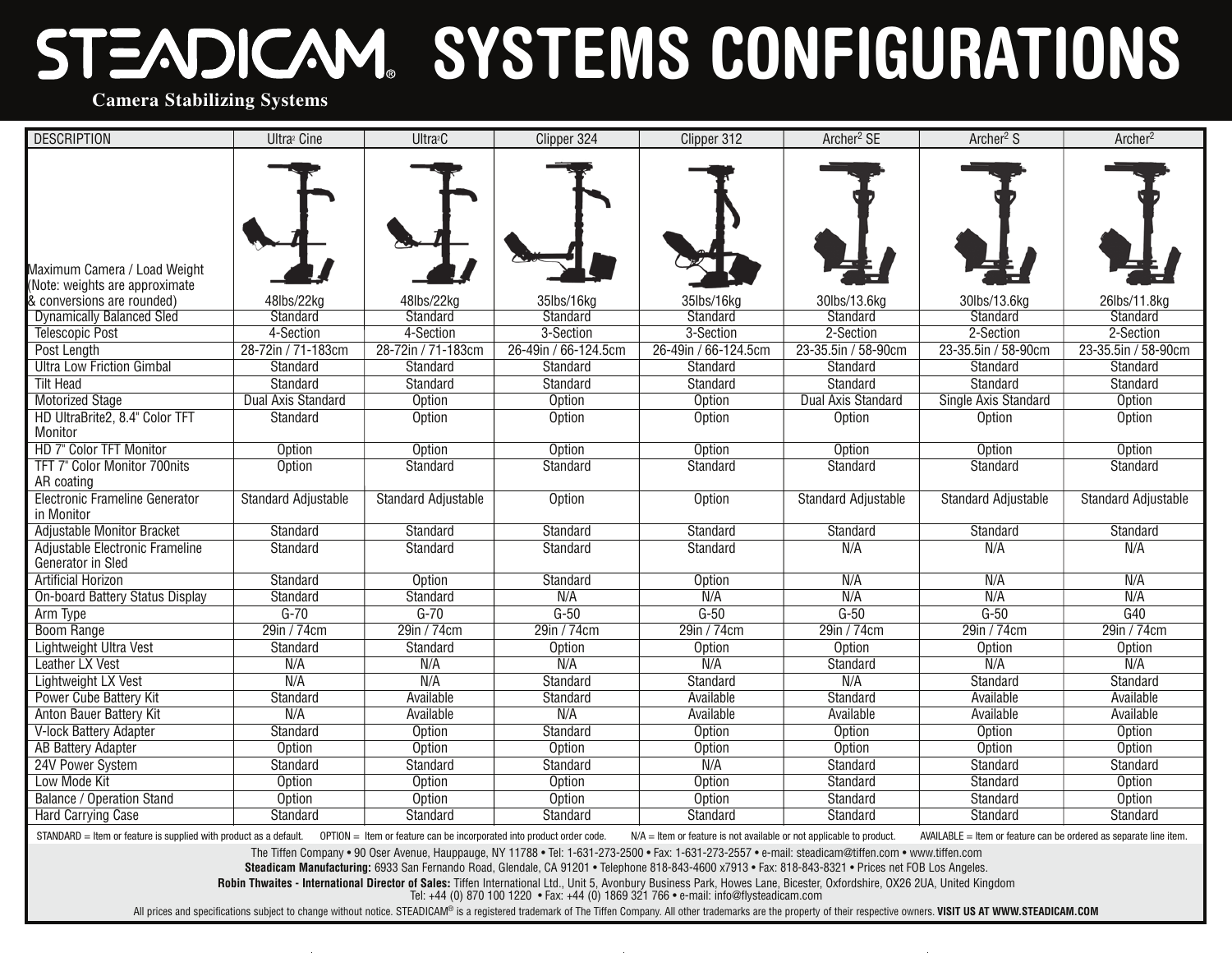# STEADICAM® SYSTEMS CONFIGURATIONS

**Camera Stabilizing Systems**

| DESCRIPTION | Ultra² Cine | Ultra²C | Clipper 324 | Clipper 312 | Archer² SE | Archer² S | Archer² |
|---|---|---|---|---|---|---|---|
| Maximum Camera / Load Weight (Note: weights are approximate & conversions are rounded) | 48lbs/22kg | 48lbs/22kg | 35lbs/16kg | 35lbs/16kg | 30lbs/13.6kg | 30lbs/13.6kg | 26lbs/11.8kg |
| Dynamically Balanced Sled | Standard | Standard | Standard | Standard | Standard | Standard | Standard |
| Telescopic Post | 4-Section | 4-Section | 3-Section | 3-Section | 2-Section | 2-Section | 2-Section |
| Post Length | 28-72in / 71-183cm | 28-72in / 71-183cm | 26-49in / 66-124.5cm | 26-49in / 66-124.5cm | 23-35.5in / 58-90cm | 23-35.5in / 58-90cm | 23-35.5in / 58-90cm |
| Ultra Low Friction Gimbal | Standard | Standard | Standard | Standard | Standard | Standard | Standard |
| Tilt Head | Standard | Standard | Standard | Standard | Standard | Standard | Standard |
| Motorized Stage | Dual Axis Standard | Option | Option | Option | Dual Axis Standard | Single Axis Standard | Option |
| HD UltraBrite2, 8.4" Color TFT Monitor | Standard | Option | Option | Option | Option | Option | Option |
| HD 7" Color TFT Monitor | Option | Option | Option | Option | Option | Option | Option |
| TFT 7" Color Monitor 700nits AR coating | Option | Standard | Standard | Standard | Standard | Standard | Standard |
| Electronic Frameline Generator in Monitor | Standard Adjustable | Standard Adjustable | Option | Option | Standard Adjustable | Standard Adjustable | Standard Adjustable |
| Adjustable Monitor Bracket | Standard | Standard | Standard | Standard | Standard | Standard | Standard |
| Adjustable Electronic Frameline Generator in Sled | Standard | Standard | Standard | Standard | N/A | N/A | N/A |
| Artificial Horizon | Standard | Option | Standard | Option | N/A | N/A | N/A |
| On-board Battery Status Display | Standard | Standard | N/A | N/A | N/A | N/A | N/A |
| Arm Type | G-70 | G-70 | G-50 | G-50 | G-50 | G-50 | G40 |
| Boom Range | 29in / 74cm | 29in / 74cm | 29in / 74cm | 29in / 74cm | 29in / 74cm | 29in / 74cm | 29in / 74cm |
| Lightweight Ultra Vest | Standard | Standard | Option | Option | Option | Option | Option |
| Leather LX Vest | N/A | N/A | N/A | N/A | Standard | N/A | N/A |
| Lightweight LX Vest | N/A | N/A | Standard | Standard | N/A | Standard | Standard |
| Power Cube Battery Kit | Standard | Available | Standard | Available | Standard | Available | Available |
| Anton Bauer Battery Kit | N/A | Available | N/A | Available | Available | Available | Available |
| V-lock Battery Adapter | Standard | Option | Standard | Option | Option | Option | Option |
| AB Battery Adapter | Option | Option | Option | Option | Option | Option | Option |
| 24V Power System | Standard | Standard | Standard | N/A | Standard | Standard | Standard |
| Low Mode Kit | Option | Option | Option | Option | Standard | Standard | Option |
| Balance / Operation Stand | Option | Option | Option | Option | Standard | Standard | Option |
| Hard Carrying Case | Standard | Standard | Standard | Standard | Standard | Standard | Standard |

STANDARD = Item or feature is supplied with product as a default. OPTION = Item or feature can be incorporated into product order code. N/A = Item or feature is not available or not applicable to product. AVAILABLE = Item or feature can be ordered as separate line item.

The Tiffen Company • 90 Oser Avenue, Hauppauge, NY 11788 • Tel: 1-631-273-2500 • Fax: 1-631-273-2557 • e-mail: steadicam@tiffen.com • www.tiffen.com

**Steadicam Manufacturing:** 6933 San Fernando Road, Glendale, CA 91201 • Telephone 818-843-4600 x7913 • Fax: 818-843-8321 • Prices net FOB Los Angeles.

**Robin Thwaites - International Director of Sales:** Tiffen International Ltd., Unit 5, Avonbury Business Park, Howes Lane, Bicester, Oxfordshire, OX26 2UA, United Kingdom
Tel: +44 (0) 870 100 1220 • Fax: +44 (0) 1869 321 766 • e-mail: info@flysteadicam.com

All prices and specifications subject to change without notice. STEADICAM® is a registered trademark of The Tiffen Company. All other trademarks are the property of their respective owners. **VISIT US AT WWW.STEADICAM.COM**